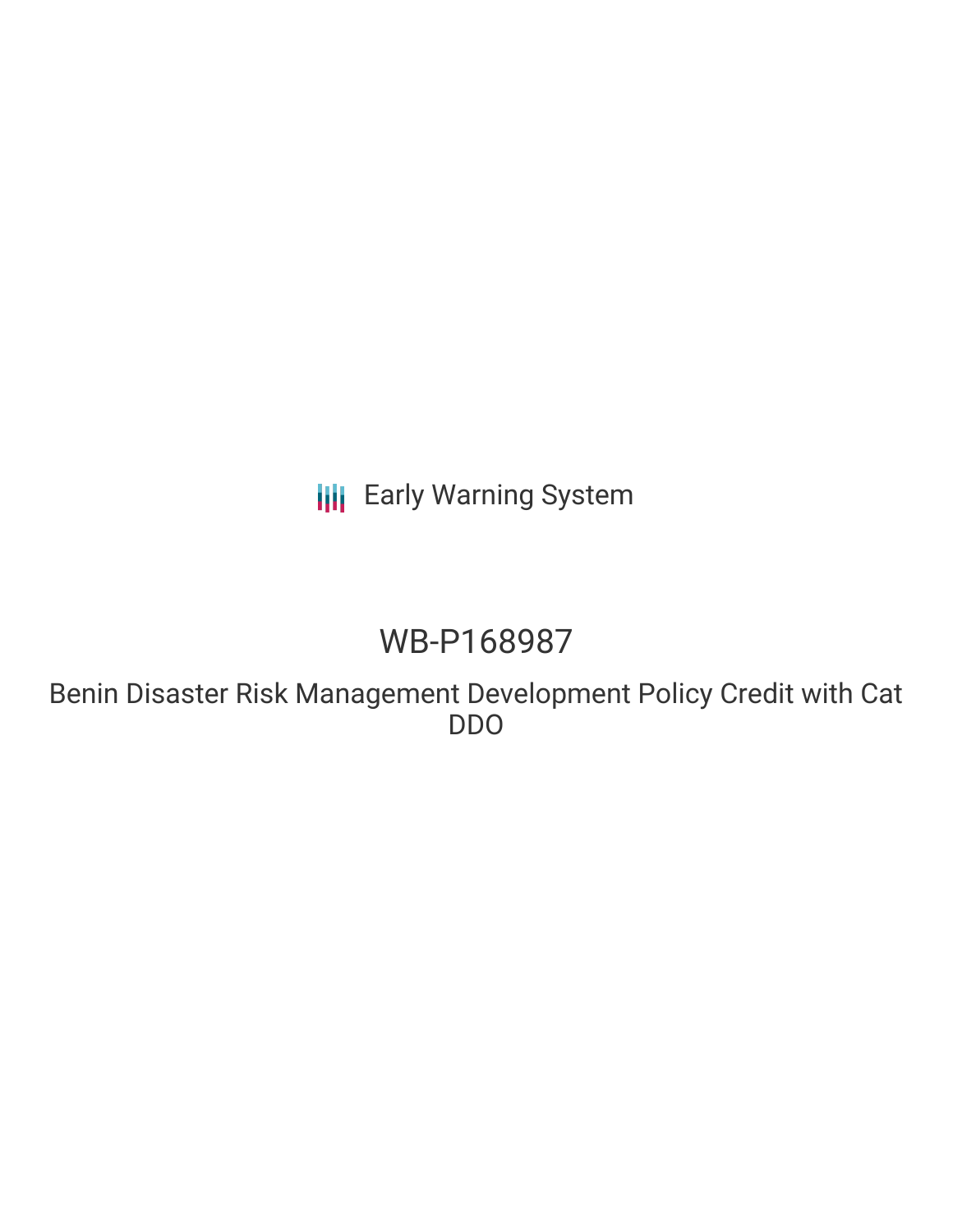Early Warning System

# WB-P168987

## Benin Disaster Risk Management Development Policy Credit with Cat DDO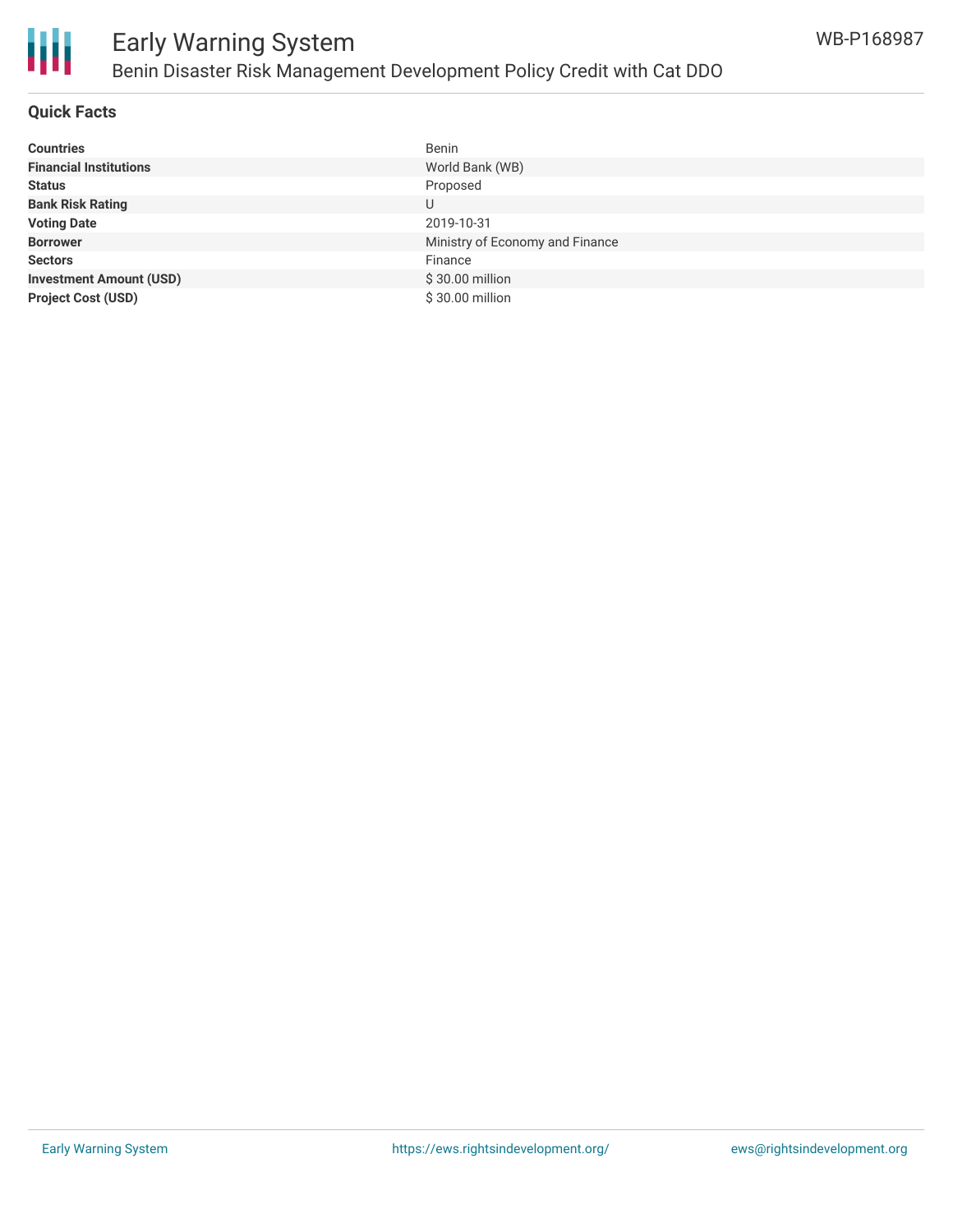# Early Warning System

## Benin Disaster Risk Management Development Policy Credit with Cat DDO

WB-P168987

### Quick Facts

| | |
|---|---|
| **Countries** | Benin |
| **Financial Institutions** | World Bank (WB) |
| **Status** | Proposed |
| **Bank Risk Rating** | U |
| **Voting Date** | 2019-10-31 |
| **Borrower** | Ministry of Economy and Finance |
| **Sectors** | Finance |
| **Investment Amount (USD)** | $ 30.00 million |
| **Project Cost (USD)** | $ 30.00 million |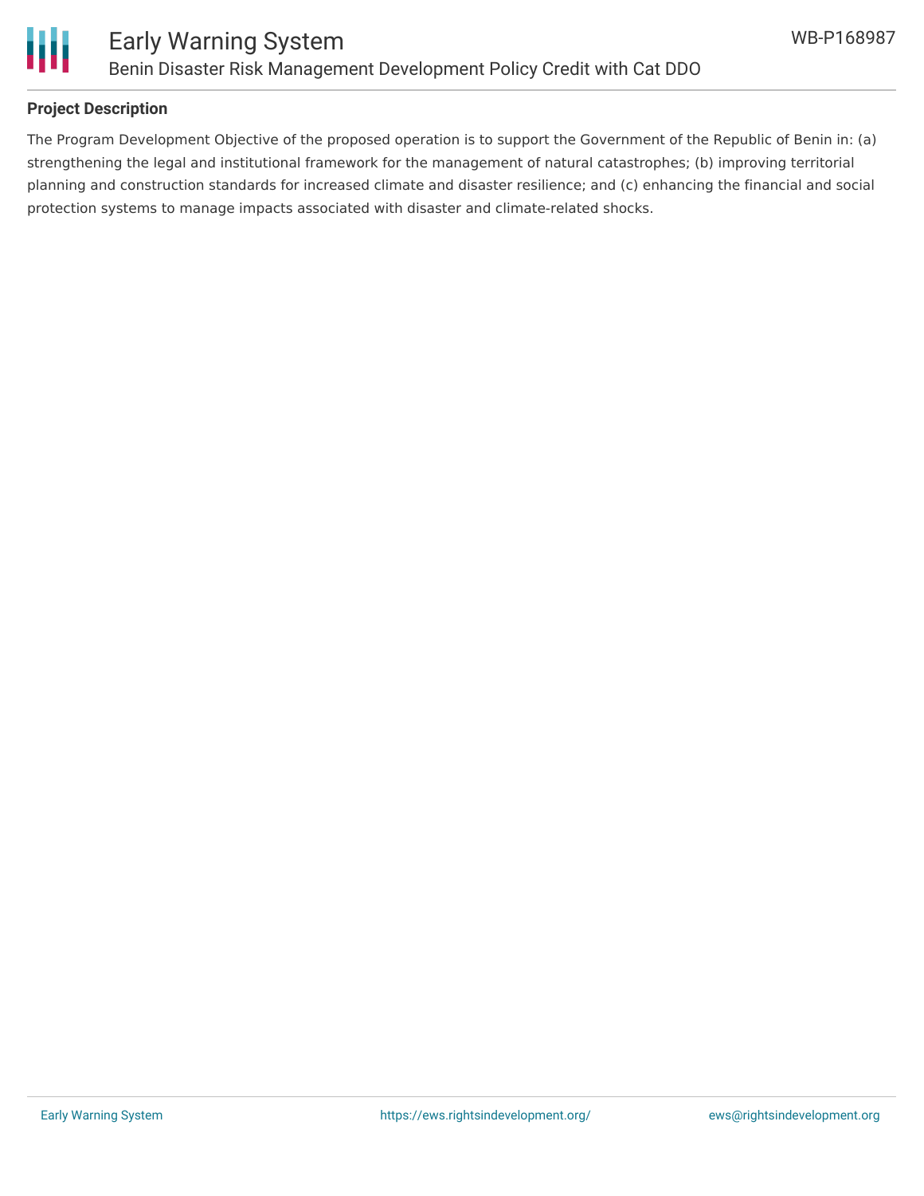## Project Description

The Program Development Objective of the proposed operation is to support the Government of the Republic of Benin in: (a) strengthening the legal and institutional framework for the management of natural catastrophes; (b) improving territorial planning and construction standards for increased climate and disaster resilience; and (c) enhancing the financial and social protection systems to manage impacts associated with disaster and climate-related shocks.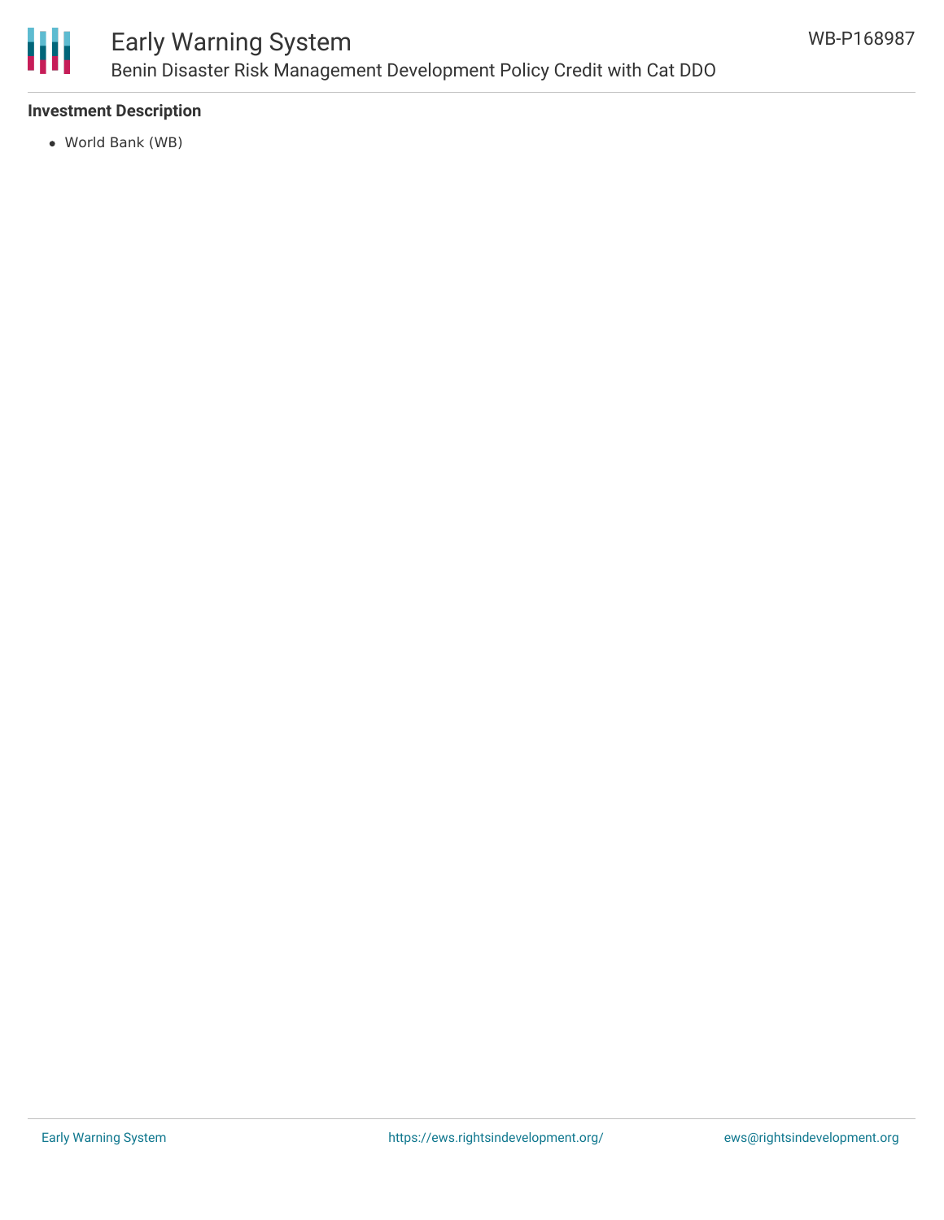### Investment Description

- World Bank (WB)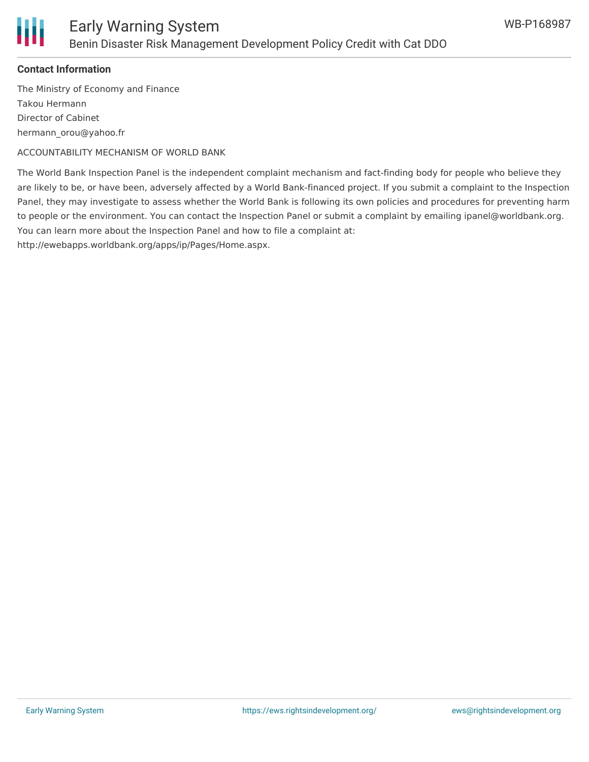**Contact Information**

The Ministry of Economy and Finance

Takou Hermann

Director of Cabinet

hermann_orou@yahoo.fr

ACCOUNTABILITY MECHANISM OF WORLD BANK

The World Bank Inspection Panel is the independent complaint mechanism and fact-finding body for people who believe they are likely to be, or have been, adversely affected by a World Bank-financed project. If you submit a complaint to the Inspection Panel, they may investigate to assess whether the World Bank is following its own policies and procedures for preventing harm to people or the environment. You can contact the Inspection Panel or submit a complaint by emailing ipanel@worldbank.org. You can learn more about the Inspection Panel and how to file a complaint at: http://ewebapps.worldbank.org/apps/ip/Pages/Home.aspx.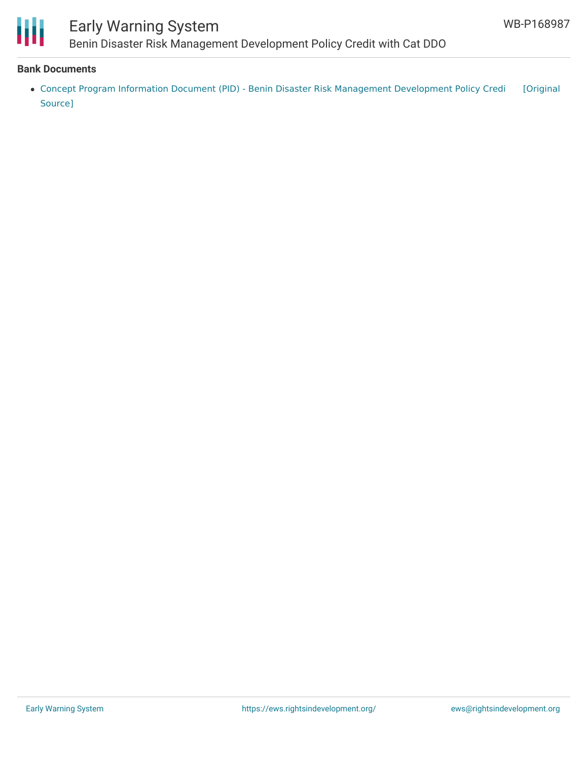## Bank Documents

- Concept Program Information Document (PID) - Benin Disaster Risk Management Development Policy Credi [Original Source]